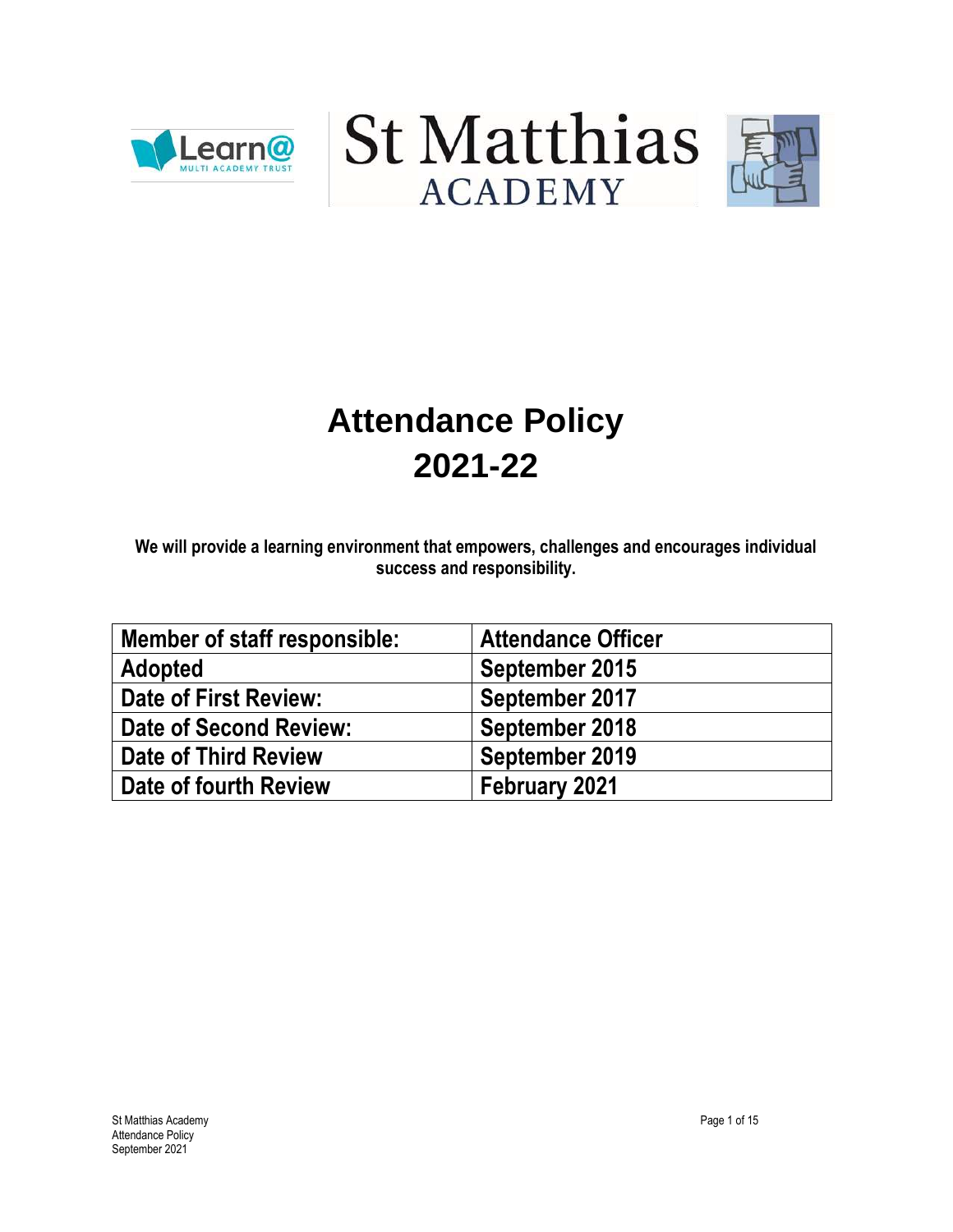# Attendance Policy
# 2021-22

**We will provide a learning environment that empowers, challenges and encourages individual success and responsibility.**

| Member of staff responsible: | Attendance Officer |
|---|---|
| Adopted | September 2015 |
| Date of First Review: | September 2017 |
| Date of Second Review: | September 2018 |
| Date of Third Review | September 2019 |
| Date of fourth Review | February 2021 |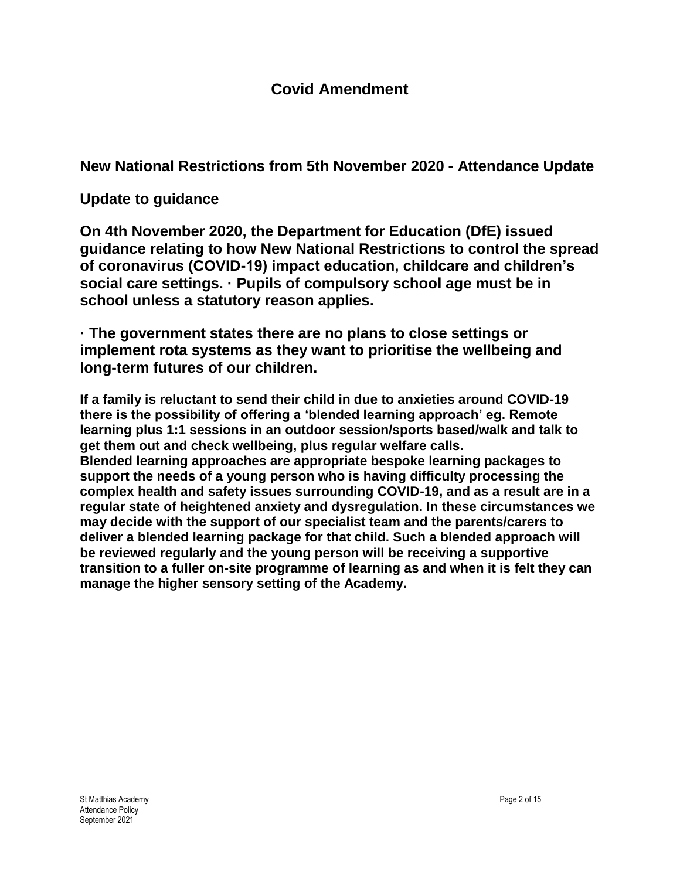## Covid Amendment

### New National Restrictions from 5th November 2020 - Attendance Update

### Update to guidance

**On 4th November 2020, the Department for Education (DfE) issued guidance relating to how New National Restrictions to control the spread of coronavirus (COVID-19) impact education, childcare and children's social care settings. · Pupils of compulsory school age must be in school unless a statutory reason applies.**

**· The government states there are no plans to close settings or implement rota systems as they want to prioritise the wellbeing and long-term futures of our children.**

**If a family is reluctant to send their child in due to anxieties around COVID-19 there is the possibility of offering a 'blended learning approach' eg. Remote learning plus 1:1 sessions in an outdoor session/sports based/walk and talk to get them out and check wellbeing, plus regular welfare calls.**
**Blended learning approaches are appropriate bespoke learning packages to support the needs of a young person who is having difficulty processing the complex health and safety issues surrounding COVID-19, and as a result are in a regular state of heightened anxiety and dysregulation. In these circumstances we may decide with the support of our specialist team and the parents/carers to deliver a blended learning package for that child. Such a blended approach will be reviewed regularly and the young person will be receiving a supportive transition to a fuller on-site programme of learning as and when it is felt they can manage the higher sensory setting of the Academy.**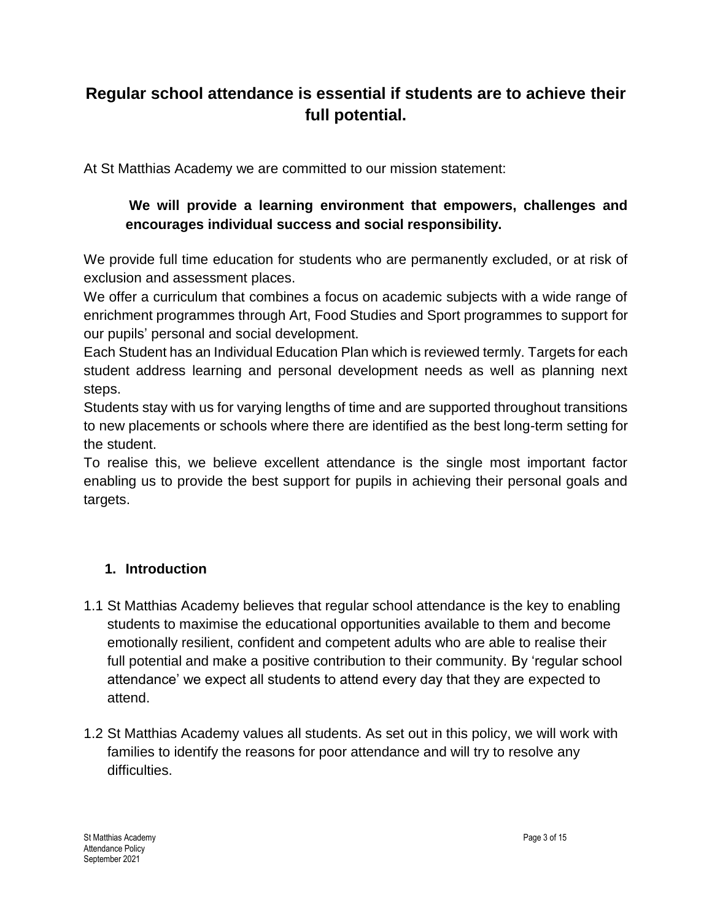## Regular school attendance is essential if students are to achieve their full potential.

At St Matthias Academy we are committed to our mission statement:

> **We will provide a learning environment that empowers, challenges and encourages individual success and social responsibility.**

We provide full time education for students who are permanently excluded, or at risk of exclusion and assessment places.

We offer a curriculum that combines a focus on academic subjects with a wide range of enrichment programmes through Art, Food Studies and Sport programmes to support for our pupils' personal and social development.

Each Student has an Individual Education Plan which is reviewed termly. Targets for each student address learning and personal development needs as well as planning next steps.

Students stay with us for varying lengths of time and are supported throughout transitions to new placements or schools where there are identified as the best long-term setting for the student.

To realise this, we believe excellent attendance is the single most important factor enabling us to provide the best support for pupils in achieving their personal goals and targets.

### 1. Introduction

1.1 St Matthias Academy believes that regular school attendance is the key to enabling students to maximise the educational opportunities available to them and become emotionally resilient, confident and competent adults who are able to realise their full potential and make a positive contribution to their community. By 'regular school attendance' we expect all students to attend every day that they are expected to attend.

1.2 St Matthias Academy values all students. As set out in this policy, we will work with families to identify the reasons for poor attendance and will try to resolve any difficulties.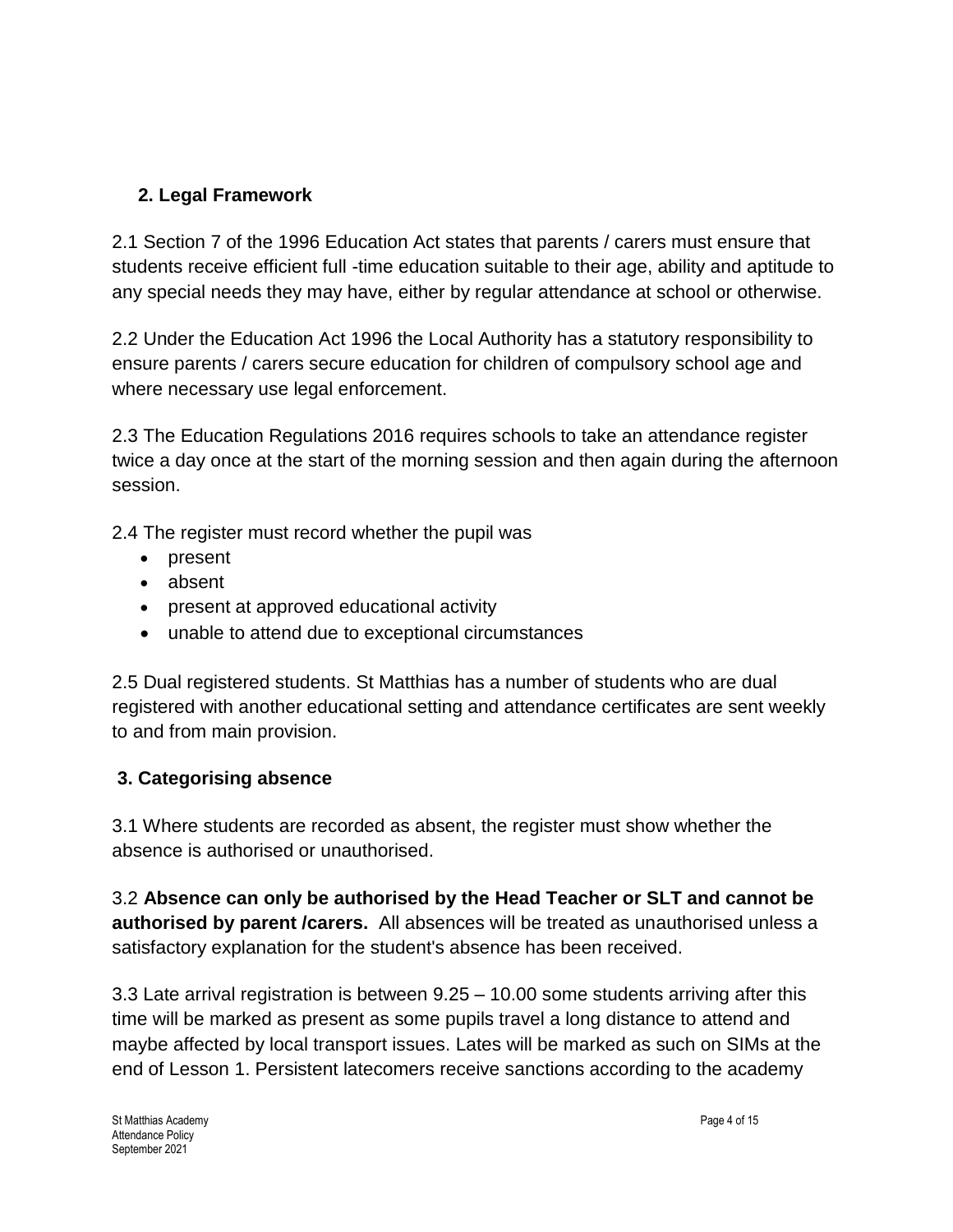## 2. Legal Framework

2.1 Section 7 of the 1996 Education Act states that parents / carers must ensure that students receive efficient full -time education suitable to their age, ability and aptitude to any special needs they may have, either by regular attendance at school or otherwise.

2.2 Under the Education Act 1996 the Local Authority has a statutory responsibility to ensure parents / carers secure education for children of compulsory school age and where necessary use legal enforcement.

2.3 The Education Regulations 2016 requires schools to take an attendance register twice a day once at the start of the morning session and then again during the afternoon session.

2.4 The register must record whether the pupil was

- present
- absent
- present at approved educational activity
- unable to attend due to exceptional circumstances

2.5 Dual registered students. St Matthias has a number of students who are dual registered with another educational setting and attendance certificates are sent weekly to and from main provision.

## 3. Categorising absence

3.1 Where students are recorded as absent, the register must show whether the absence is authorised or unauthorised.

3.2 **Absence can only be authorised by the Head Teacher or SLT and cannot be authorised by parent /carers.** All absences will be treated as unauthorised unless a satisfactory explanation for the student's absence has been received.

3.3 Late arrival registration is between 9.25 – 10.00 some students arriving after this time will be marked as present as some pupils travel a long distance to attend and maybe affected by local transport issues. Lates will be marked as such on SIMs at the end of Lesson 1. Persistent latecomers receive sanctions according to the academy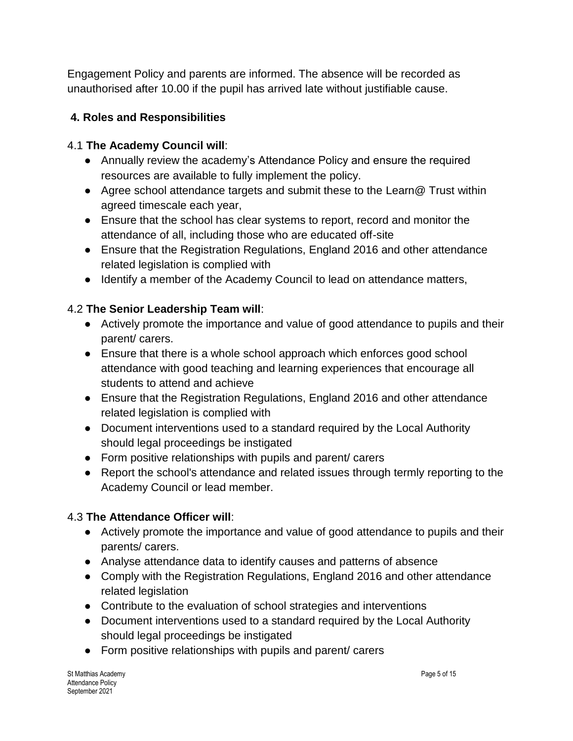Engagement Policy and parents are informed. The absence will be recorded as unauthorised after 10.00 if the pupil has arrived late without justifiable cause.

## 4. Roles and Responsibilities

4.1 **The Academy Council will**:

- Annually review the academy's Attendance Policy and ensure the required resources are available to fully implement the policy.
- Agree school attendance targets and submit these to the Learn@ Trust within agreed timescale each year,
- Ensure that the school has clear systems to report, record and monitor the attendance of all, including those who are educated off-site
- Ensure that the Registration Regulations, England 2016 and other attendance related legislation is complied with
- Identify a member of the Academy Council to lead on attendance matters,

4.2 **The Senior Leadership Team will**:

- Actively promote the importance and value of good attendance to pupils and their parent/ carers.
- Ensure that there is a whole school approach which enforces good school attendance with good teaching and learning experiences that encourage all students to attend and achieve
- Ensure that the Registration Regulations, England 2016 and other attendance related legislation is complied with
- Document interventions used to a standard required by the Local Authority should legal proceedings be instigated
- Form positive relationships with pupils and parent/ carers
- Report the school's attendance and related issues through termly reporting to the Academy Council or lead member.

4.3 **The Attendance Officer will**:

- Actively promote the importance and value of good attendance to pupils and their parents/ carers.
- Analyse attendance data to identify causes and patterns of absence
- Comply with the Registration Regulations, England 2016 and other attendance related legislation
- Contribute to the evaluation of school strategies and interventions
- Document interventions used to a standard required by the Local Authority should legal proceedings be instigated
- Form positive relationships with pupils and parent/ carers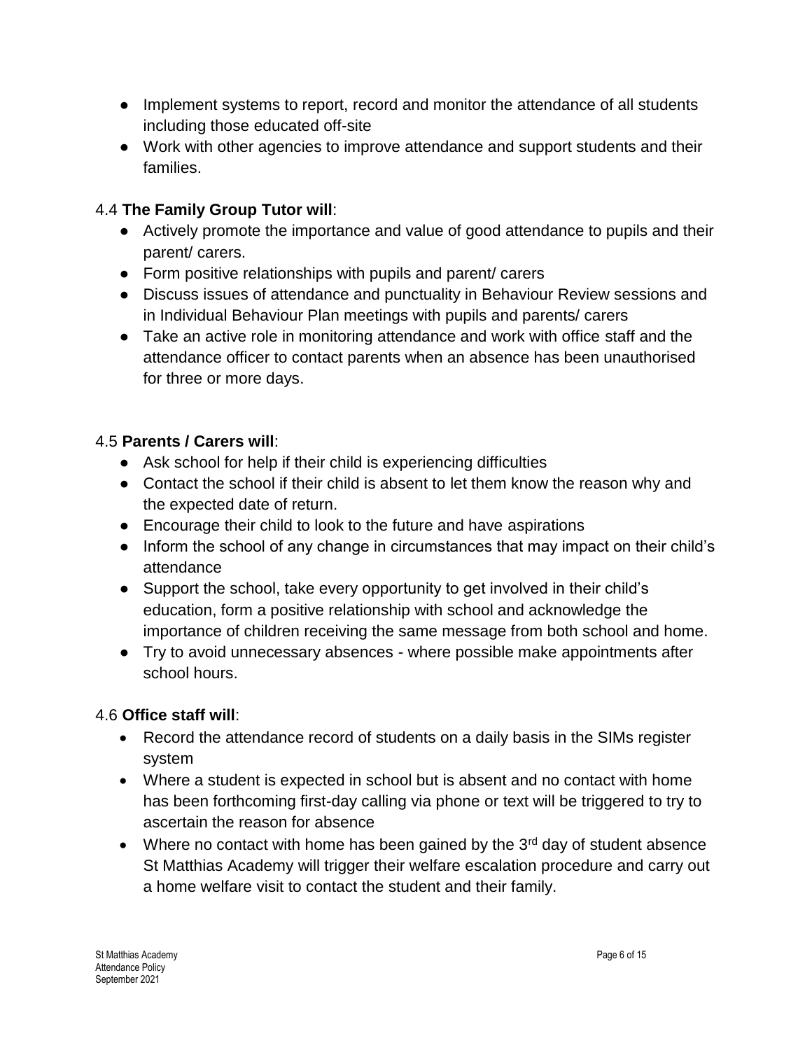- Implement systems to report, record and monitor the attendance of all students including those educated off-site
- Work with other agencies to improve attendance and support students and their families.

4.4 **The Family Group Tutor will**:

- Actively promote the importance and value of good attendance to pupils and their parent/ carers.
- Form positive relationships with pupils and parent/ carers
- Discuss issues of attendance and punctuality in Behaviour Review sessions and in Individual Behaviour Plan meetings with pupils and parents/ carers
- Take an active role in monitoring attendance and work with office staff and the attendance officer to contact parents when an absence has been unauthorised for three or more days.

4.5 **Parents / Carers will**:

- Ask school for help if their child is experiencing difficulties
- Contact the school if their child is absent to let them know the reason why and the expected date of return.
- Encourage their child to look to the future and have aspirations
- Inform the school of any change in circumstances that may impact on their child's attendance
- Support the school, take every opportunity to get involved in their child's education, form a positive relationship with school and acknowledge the importance of children receiving the same message from both school and home.
- Try to avoid unnecessary absences - where possible make appointments after school hours.

4.6 **Office staff will**:

- Record the attendance record of students on a daily basis in the SIMs register system
- Where a student is expected in school but is absent and no contact with home has been forthcoming first-day calling via phone or text will be triggered to try to ascertain the reason for absence
- Where no contact with home has been gained by the 3rd day of student absence St Matthias Academy will trigger their welfare escalation procedure and carry out a home welfare visit to contact the student and their family.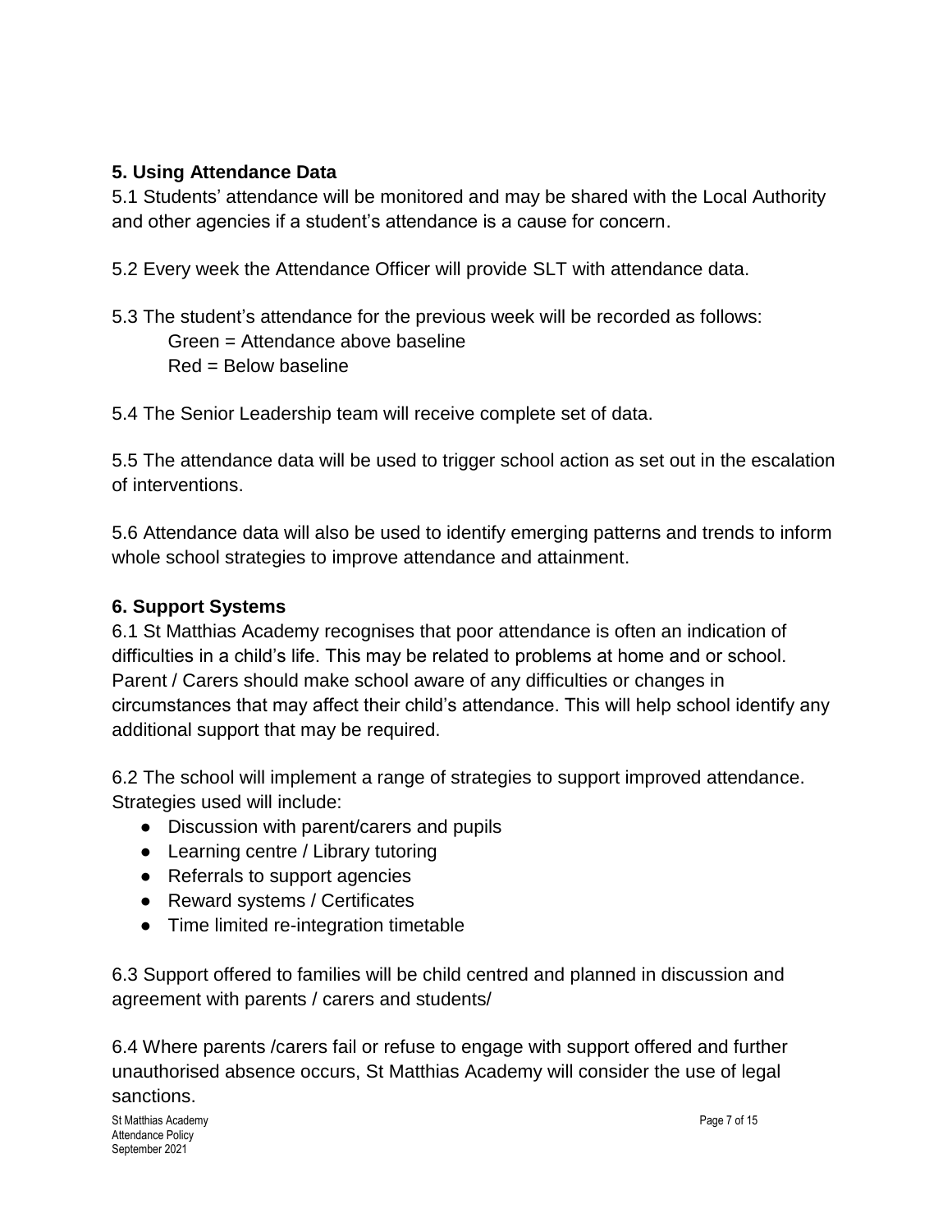## 5. Using Attendance Data

5.1 Students' attendance will be monitored and may be shared with the Local Authority and other agencies if a student's attendance is a cause for concern.

5.2 Every week the Attendance Officer will provide SLT with attendance data.

5.3 The student's attendance for the previous week will be recorded as follows:

Green = Attendance above baseline
Red = Below baseline

5.4 The Senior Leadership team will receive complete set of data.

5.5 The attendance data will be used to trigger school action as set out in the escalation of interventions.

5.6 Attendance data will also be used to identify emerging patterns and trends to inform whole school strategies to improve attendance and attainment.

## 6. Support Systems

6.1 St Matthias Academy recognises that poor attendance is often an indication of difficulties in a child's life. This may be related to problems at home and or school. Parent / Carers should make school aware of any difficulties or changes in circumstances that may affect their child's attendance. This will help school identify any additional support that may be required.

6.2 The school will implement a range of strategies to support improved attendance. Strategies used will include:

- Discussion with parent/carers and pupils
- Learning centre / Library tutoring
- Referrals to support agencies
- Reward systems / Certificates
- Time limited re-integration timetable

6.3 Support offered to families will be child centred and planned in discussion and agreement with parents / carers and students/

6.4 Where parents /carers fail or refuse to engage with support offered and further unauthorised absence occurs, St Matthias Academy will consider the use of legal sanctions.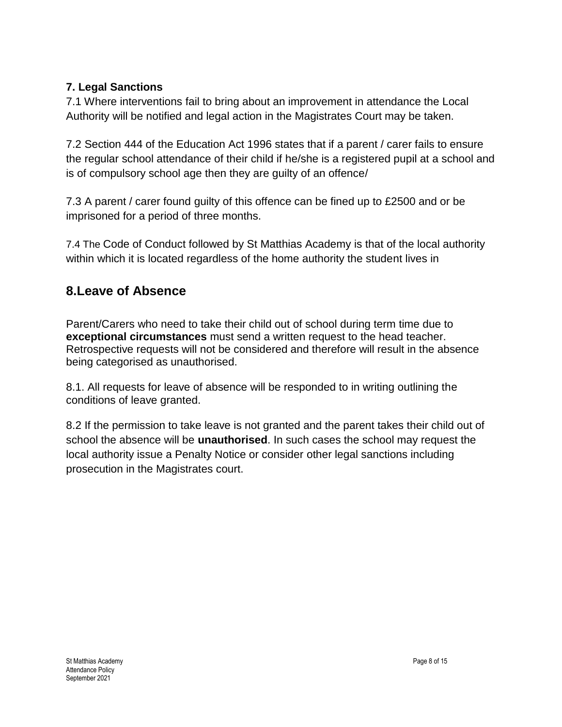**7. Legal Sanctions**

7.1 Where interventions fail to bring about an improvement in attendance the Local Authority will be notified and legal action in the Magistrates Court may be taken.

7.2 Section 444 of the Education Act 1996 states that if a parent / carer fails to ensure the regular school attendance of their child if he/she is a registered pupil at a school and is of compulsory school age then they are guilty of an offence/

7.3 A parent / carer found guilty of this offence can be fined up to £2500 and or be imprisoned for a period of three months.

7.4 The Code of Conduct followed by St Matthias Academy is that of the local authority within which it is located regardless of the home authority the student lives in

## 8.Leave of Absence

Parent/Carers who need to take their child out of school during term time due to **exceptional circumstances** must send a written request to the head teacher. Retrospective requests will not be considered and therefore will result in the absence being categorised as unauthorised.

8.1. All requests for leave of absence will be responded to in writing outlining the conditions of leave granted.

8.2 If the permission to take leave is not granted and the parent takes their child out of school the absence will be **unauthorised**. In such cases the school may request the local authority issue a Penalty Notice or consider other legal sanctions including prosecution in the Magistrates court.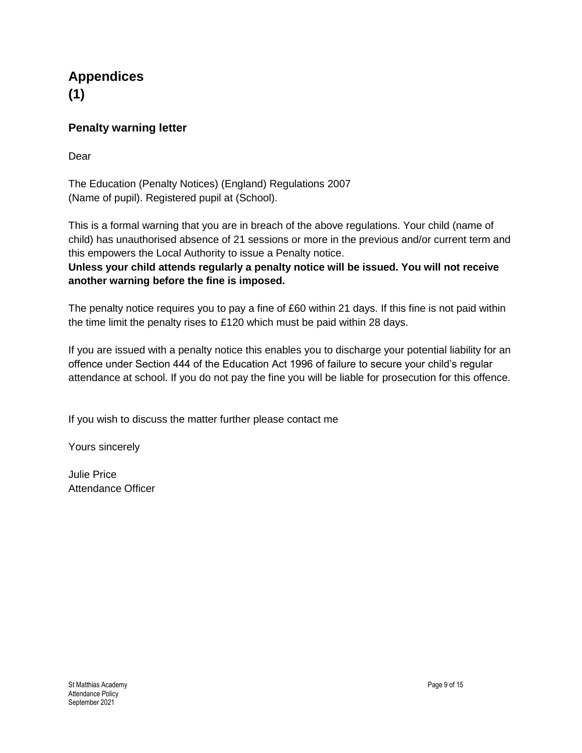# Appendices
# (1)

### Penalty warning letter

Dear

The Education (Penalty Notices) (England) Regulations 2007
(Name of pupil). Registered pupil at (School).

This is a formal warning that you are in breach of the above regulations. Your child (name of child) has unauthorised absence of 21 sessions or more in the previous and/or current term and this empowers the Local Authority to issue a Penalty notice.
**Unless your child attends regularly a penalty notice will be issued. You will not receive another warning before the fine is imposed.**

The penalty notice requires you to pay a fine of £60 within 21 days. If this fine is not paid within the time limit the penalty rises to £120 which must be paid within 28 days.

If you are issued with a penalty notice this enables you to discharge your potential liability for an offence under Section 444 of the Education Act 1996 of failure to secure your child's regular attendance at school. If you do not pay the fine you will be liable for prosecution for this offence.

If you wish to discuss the matter further please contact me

Yours sincerely

Julie Price
Attendance Officer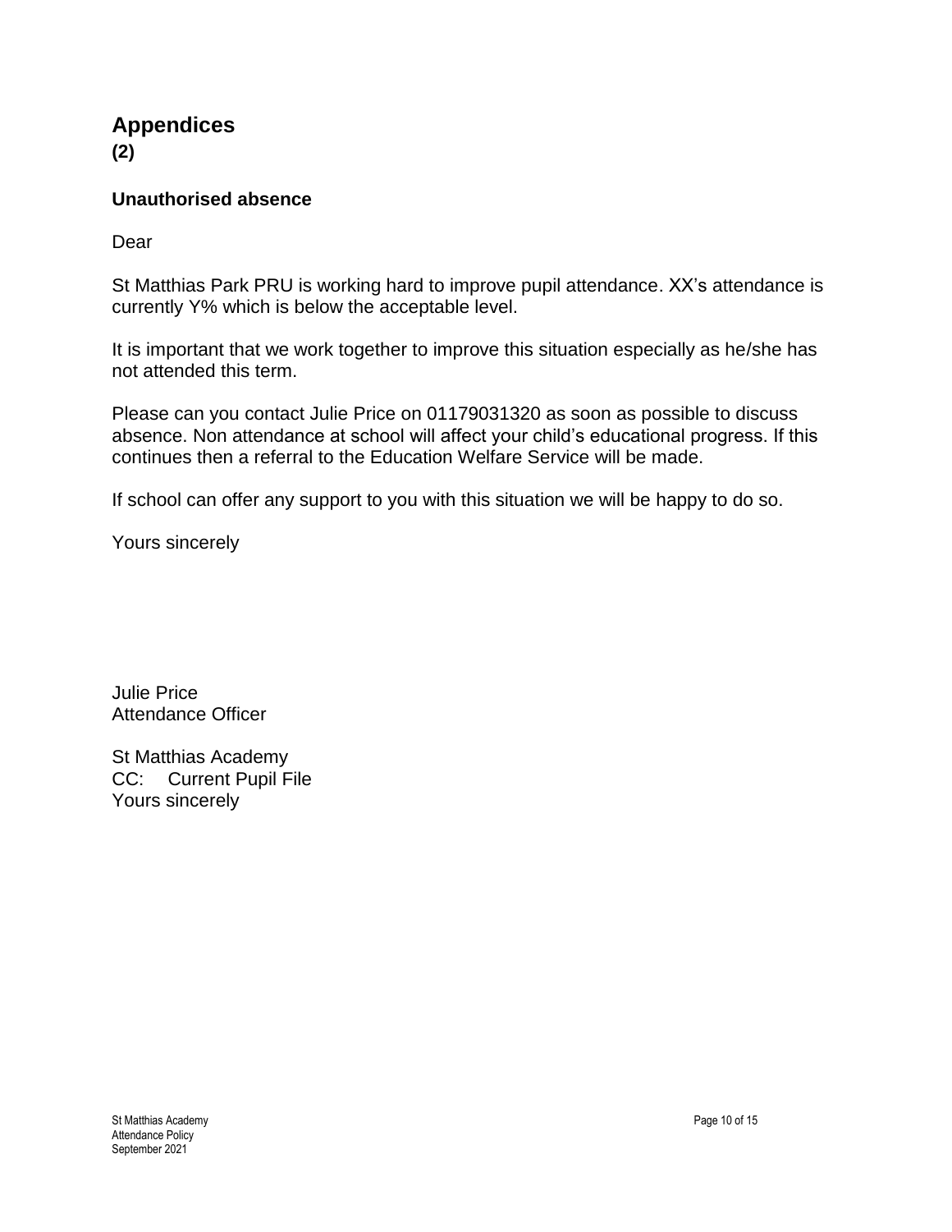# Appendices
**(2)**

### Unauthorised absence

Dear

St Matthias Park PRU is working hard to improve pupil attendance. XX's attendance is currently Y% which is below the acceptable level.

It is important that we work together to improve this situation especially as he/she has not attended this term.

Please can you contact Julie Price on 01179031320 as soon as possible to discuss absence. Non attendance at school will affect your child's educational progress. If this continues then a referral to the Education Welfare Service will be made.

If school can offer any support to you with this situation we will be happy to do so.

Yours sincerely

Julie Price  
Attendance Officer

St Matthias Academy  
CC: Current Pupil File  
Yours sincerely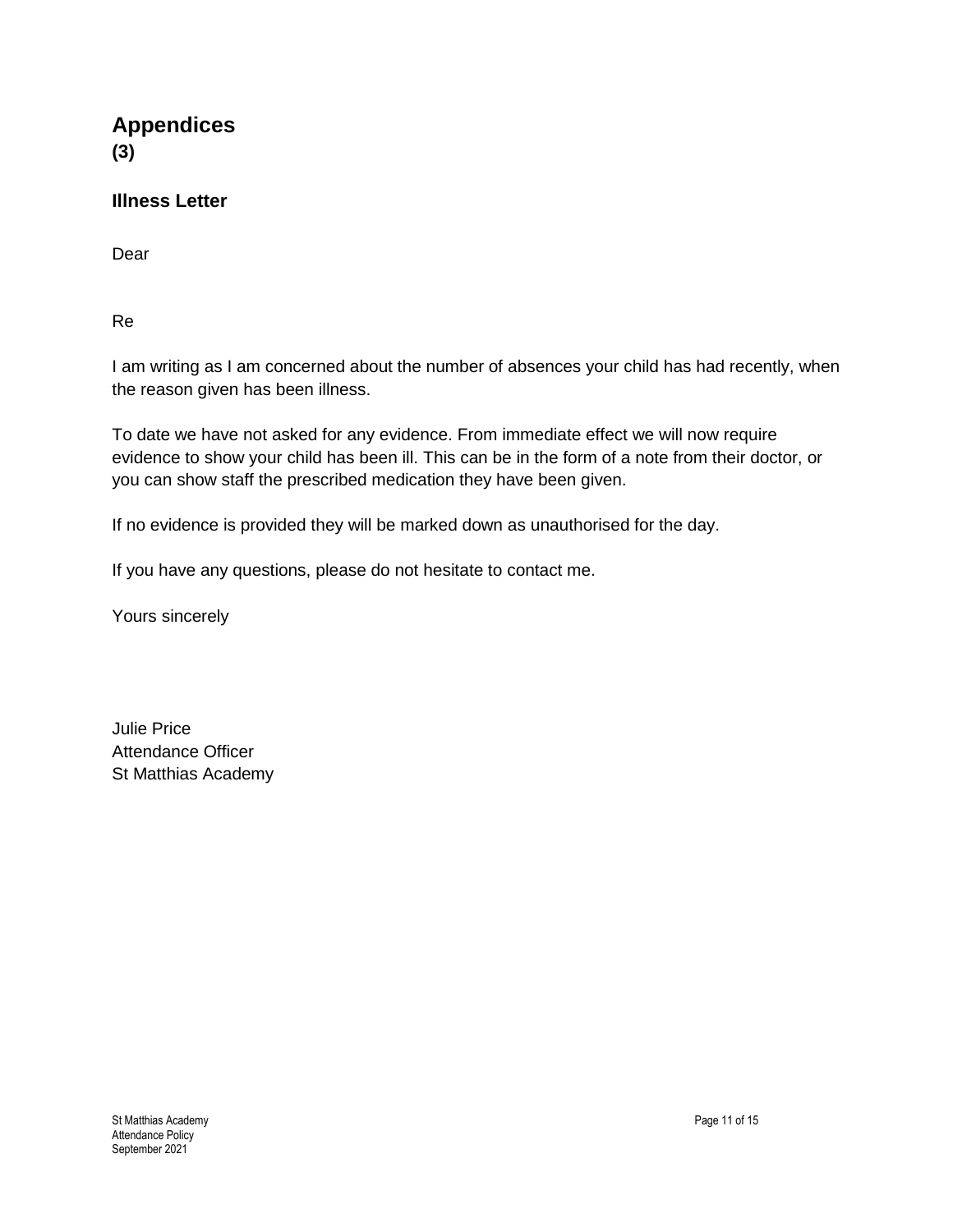# Appendices
**(3)**

### Illness Letter

Dear

Re

I am writing as I am concerned about the number of absences your child has had recently, when the reason given has been illness.

To date we have not asked for any evidence. From immediate effect we will now require evidence to show your child has been ill. This can be in the form of a note from their doctor, or you can show staff the prescribed medication they have been given.

If no evidence is provided they will be marked down as unauthorised for the day.

If you have any questions, please do not hesitate to contact me.

Yours sincerely

Julie Price
Attendance Officer
St Matthias Academy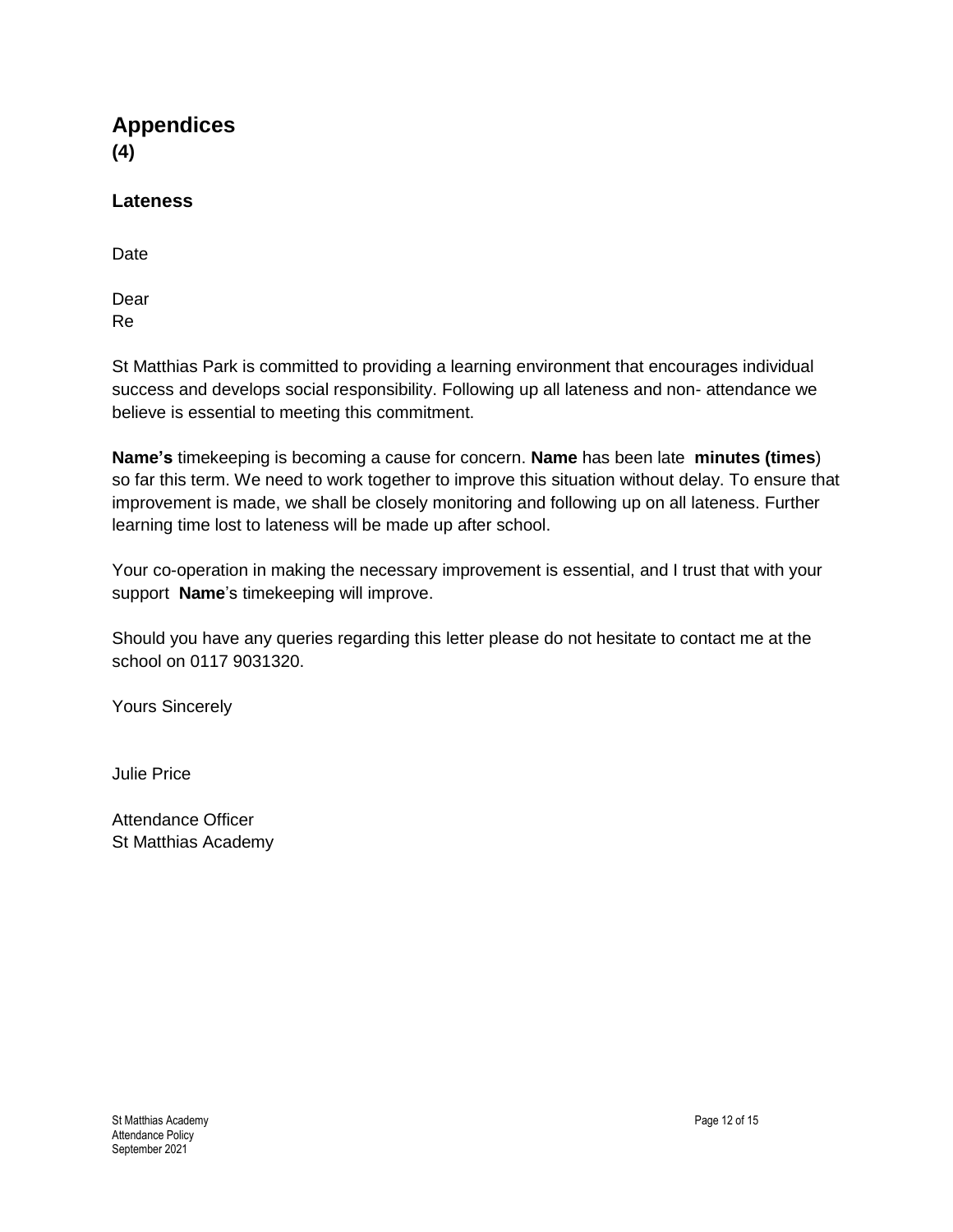# Appendices
**(4)**

## Lateness

Date

Dear
Re

St Matthias Park is committed to providing a learning environment that encourages individual success and develops social responsibility. Following up all lateness and non- attendance we believe is essential to meeting this commitment.

**Name's** timekeeping is becoming a cause for concern. **Name** has been late **minutes (times**) so far this term. We need to work together to improve this situation without delay. To ensure that improvement is made, we shall be closely monitoring and following up on all lateness. Further learning time lost to lateness will be made up after school.

Your co-operation in making the necessary improvement is essential, and I trust that with your support **Name**'s timekeeping will improve.

Should you have any queries regarding this letter please do not hesitate to contact me at the school on 0117 9031320.

Yours Sincerely

Julie Price

Attendance Officer
St Matthias Academy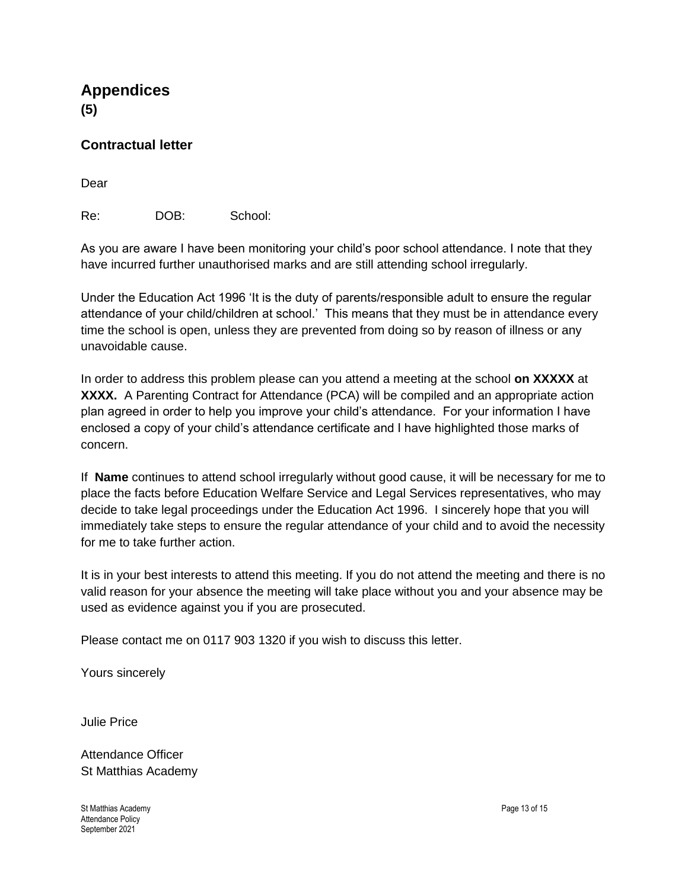# Appendices
**(5)**

## Contractual letter

Dear

Re: DOB: School:

As you are aware I have been monitoring your child's poor school attendance. I note that they have incurred further unauthorised marks and are still attending school irregularly.

Under the Education Act 1996 'It is the duty of parents/responsible adult to ensure the regular attendance of your child/children at school.' This means that they must be in attendance every time the school is open, unless they are prevented from doing so by reason of illness or any unavoidable cause.

In order to address this problem please can you attend a meeting at the school **on XXXXX** at **XXXX.** A Parenting Contract for Attendance (PCA) will be compiled and an appropriate action plan agreed in order to help you improve your child's attendance. For your information I have enclosed a copy of your child's attendance certificate and I have highlighted those marks of concern.

If **Name** continues to attend school irregularly without good cause, it will be necessary for me to place the facts before Education Welfare Service and Legal Services representatives, who may decide to take legal proceedings under the Education Act 1996. I sincerely hope that you will immediately take steps to ensure the regular attendance of your child and to avoid the necessity for me to take further action.

It is in your best interests to attend this meeting. If you do not attend the meeting and there is no valid reason for your absence the meeting will take place without you and your absence may be used as evidence against you if you are prosecuted.

Please contact me on 0117 903 1320 if you wish to discuss this letter.

Yours sincerely

Julie Price

Attendance Officer
St Matthias Academy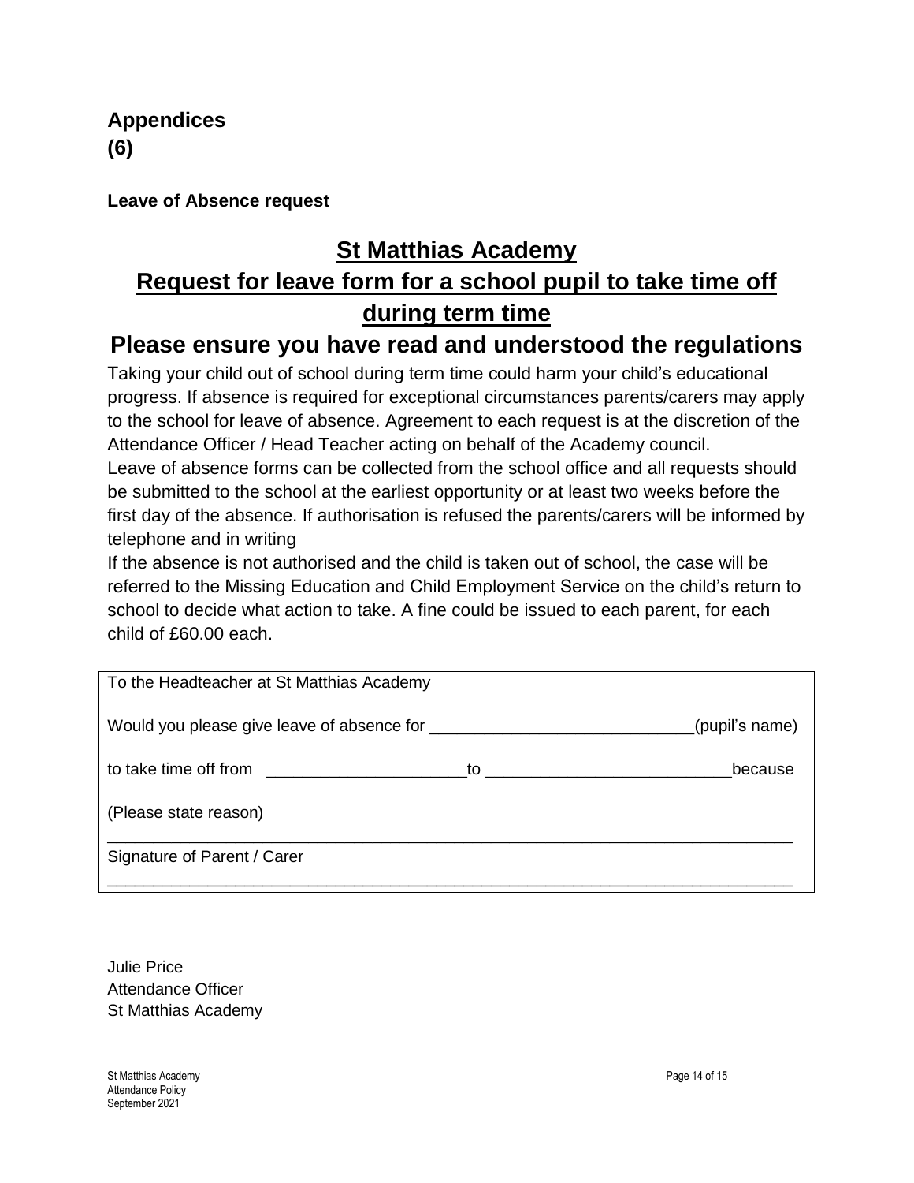## Appendices
## (6)

**Leave of Absence request**

# St Matthias Academy
# Request for leave form for a school pupil to take time off during term time

## Please ensure you have read and understood the regulations

Taking your child out of school during term time could harm your child's educational progress. If absence is required for exceptional circumstances parents/carers may apply to the school for leave of absence. Agreement to each request is at the discretion of the Attendance Officer / Head Teacher acting on behalf of the Academy council.
Leave of absence forms can be collected from the school office and all requests should be submitted to the school at the earliest opportunity or at least two weeks before the first day of the absence. If authorisation is refused the parents/carers will be informed by telephone and in writing
If the absence is not authorised and the child is taken out of school, the case will be referred to the Missing Education and Child Employment Service on the child's return to school to decide what action to take. A fine could be issued to each parent, for each child of £60.00 each.

To the Headteacher at St Matthias Academy

Would you please give leave of absence for ____________________________(pupil's name)

to take time off from ______________________to __________________________because

(Please state reason)

_____________________________________________________________________________

Signature of Parent / Carer

_____________________________________________________________________________

Julie Price
Attendance Officer
St Matthias Academy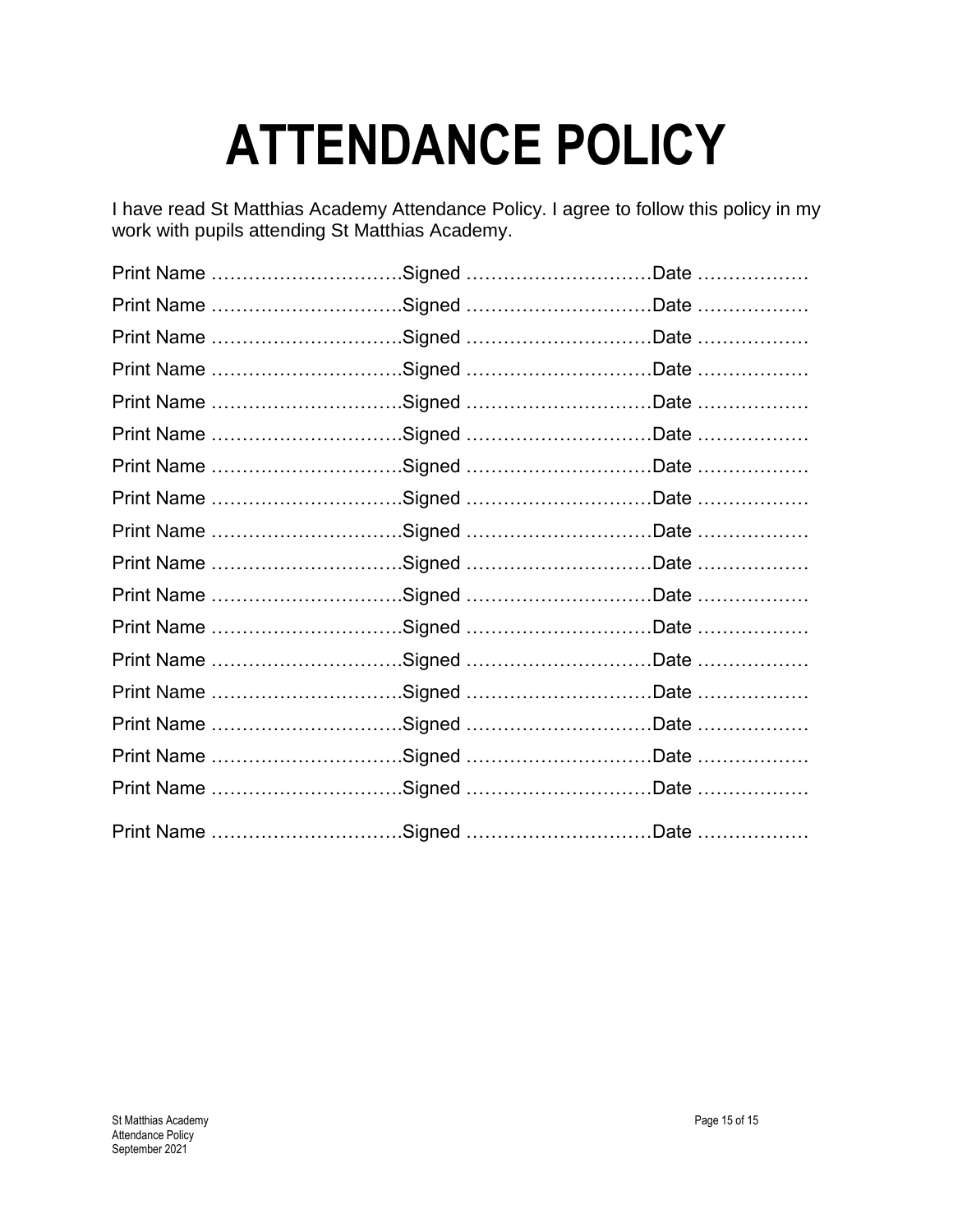# ATTENDANCE POLICY

I have read St Matthias Academy Attendance Policy. I agree to follow this policy in my work with pupils attending St Matthias Academy.

Print Name …………………………Signed …………………………Date ………………

Print Name …………………………Signed …………………………Date ………………

Print Name …………………………Signed …………………………Date ………………

Print Name …………………………Signed …………………………Date ………………

Print Name …………………………Signed …………………………Date ………………

Print Name …………………………Signed …………………………Date ………………

Print Name …………………………Signed …………………………Date ………………

Print Name …………………………Signed …………………………Date ………………

Print Name …………………………Signed …………………………Date ………………

Print Name …………………………Signed …………………………Date ………………

Print Name …………………………Signed …………………………Date ………………

Print Name …………………………Signed …………………………Date ………………

Print Name …………………………Signed …………………………Date ………………

Print Name …………………………Signed …………………………Date ………………

Print Name …………………………Signed …………………………Date ………………

Print Name …………………………Signed …………………………Date ………………

Print Name …………………………Signed …………………………Date ………………

Print Name …………………………Signed …………………………Date ………………